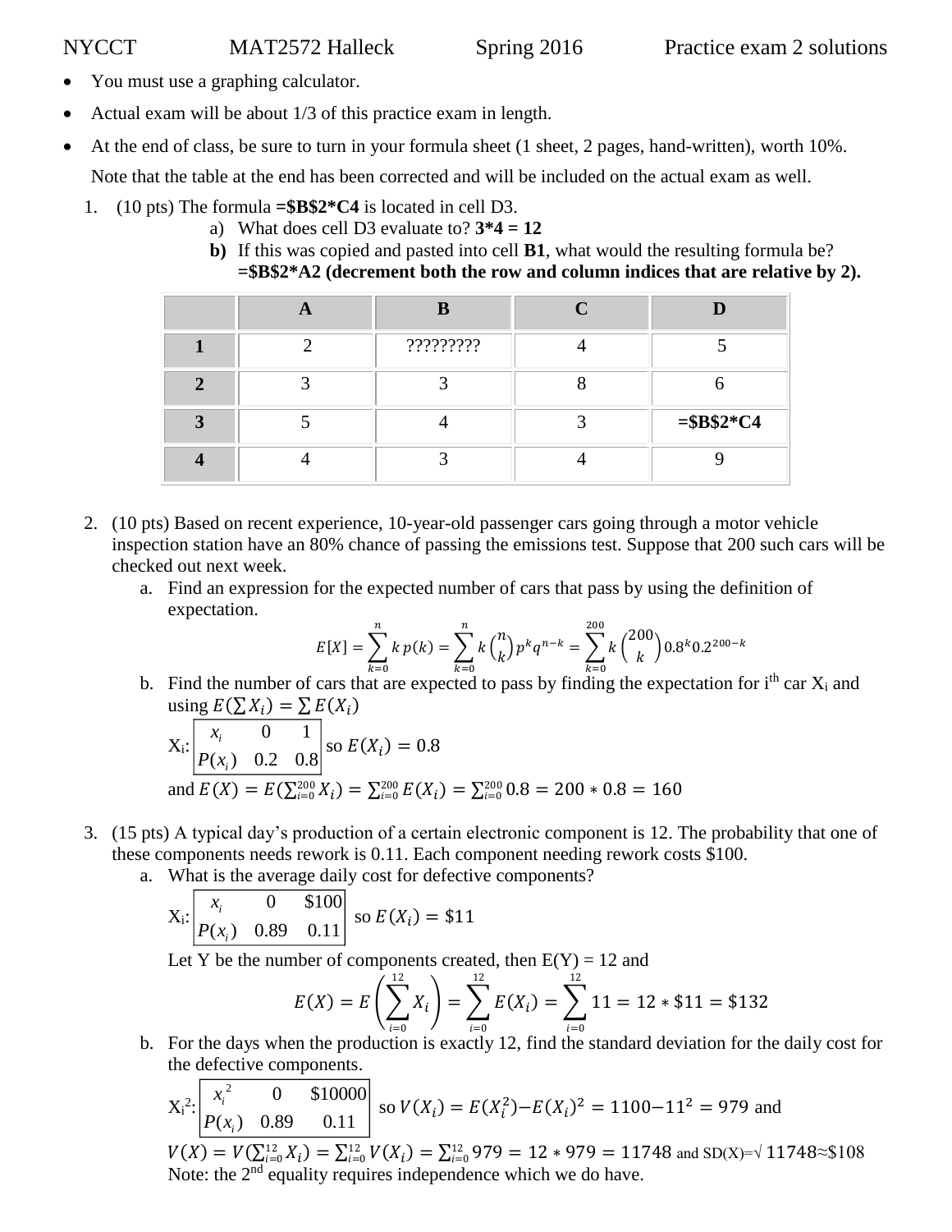NYCCT MAT2572 Halleck Spring 2016 Practice exam 2 solutions

- You must use a graphing calculator.
- Actual exam will be about 1/3 of this practice exam in length.
- At the end of class, be sure to turn in your formula sheet (1 sheet, 2 pages, hand-written), worth 10%.

  Note that the table at the end has been corrected and will be included on the actual exam as well.

1. (10 pts) The formula **=$B$2*C4** is located in cell D3.
   a) What does cell D3 evaluate to? **3*4 = 12**
   b) If this was copied and pasted into cell **B1**, what would the resulting formula be? **=$B$2*A2 (decrement both the row and column indices that are relative by 2).**

| | A | B | C | D |
|---|---|---|---|---|
| **1** | 2 | ????????? | 4 | 5 |
| **2** | 3 | 3 | 8 | 6 |
| **3** | 5 | 4 | 3 | **=$B$2*C4** |
| **4** | 4 | 3 | 4 | 9 |

2. (10 pts) Based on recent experience, 10-year-old passenger cars going through a motor vehicle inspection station have an 80% chance of passing the emissions test. Suppose that 200 such cars will be checked out next week.
   a. Find an expression for the expected number of cars that pass by using the definition of expectation.
   $$E[X] = \sum_{k=0}^{n} k\,p(k) = \sum_{k=0}^{n} k\binom{n}{k}p^k q^{n-k} = \sum_{k=0}^{200} k\binom{200}{k}0.8^k 0.2^{200-k}$$
   b. Find the number of cars that are expected to pass by finding the expectation for $i^{th}$ car $X_i$ and using $E(\sum X_i) = \sum E(X_i)$

   $X_i$:

| $x_i$ | 0 | 1 |
|---|---|---|
| $P(x_i)$ | 0.2 | 0.8 |

   so $E(X_i) = 0.8$

   and $E(X) = E(\sum_{i=0}^{200} X_i) = \sum_{i=0}^{200} E(X_i) = \sum_{i=0}^{200} 0.8 = 200 * 0.8 = 160$

3. (15 pts) A typical day's production of a certain electronic component is 12. The probability that one of these components needs rework is 0.11. Each component needing rework costs $100.
   a. What is the average daily cost for defective components?

   $X_i$:

| $x_i$ | 0 | $100 |
|---|---|---|
| $P(x_i)$ | 0.89 | 0.11 |

   so $E(X_i) = \$11$

   Let Y be the number of components created, then E(Y) = 12 and
   $$E(X) = E\left(\sum_{i=0}^{12} X_i\right) = \sum_{i=0}^{12} E(X_i) = \sum_{i=0}^{12} 11 = 12 * \$11 = \$132$$
   b. For the days when the production is exactly 12, find the standard deviation for the daily cost for the defective components.

   $X_i^2$:

| $x_i^2$ | 0 | $10000 |
|---|---|---|
| $P(x_i)$ | 0.89 | 0.11 |

   so $V(X_i) = E(X_i^2) - E(X_i)^2 = 1100 - 11^2 = 979$ and

   $V(X) = V(\sum_{i=0}^{12} X_i) = \sum_{i=0}^{12} V(X_i) = \sum_{i=0}^{12} 979 = 12 * 979 = 11748$ and $SD(X) = \sqrt{11748} \approx \$108$

   Note: the 2nd equality requires independence which we do have.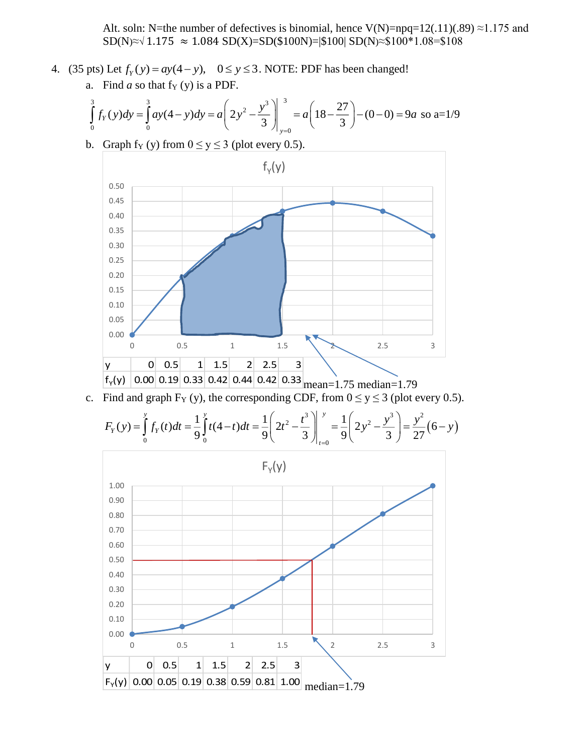Alt. soln: N=the number of defectives is binomial, hence V(N)=npq=12(.11)(.89) ≈1.175 and SD(N)≈√ 1.175 ≈ 1.084 SD(X)=SD($100N)=|$100| SD(N)≈$100*1.08=$108

4. (35 pts) Let $f_Y(y) = ay(4-y), \quad 0 \le y \le 3$. NOTE: PDF has been changed!

   a. Find $a$ so that $f_Y(y)$ is a PDF.

$$\int_0^3 f_Y(y)dy = \int_0^3 ay(4-y)dy = a\left(2y^2 - \frac{y^3}{3}\right)\Bigg|_{y=0}^{3} = a\left(18 - \frac{27}{3}\right) - (0-0) = 9a \text{ so } a=1/9$$

   b. Graph $f_Y(y)$ from $0 \le y \le 3$ (plot every 0.5).

$f_Y(y)$

| y | 0 | 0.5 | 1 | 1.5 | 2 | 2.5 | 3 |
|---|---|---|---|---|---|---|---|
| $f_Y(y)$ | 0.00 | 0.19 | 0.33 | 0.42 | 0.44 | 0.42 | 0.33 |

mean=1.75 median=1.79

   c. Find and graph $F_Y(y)$, the corresponding CDF, from $0 \le y \le 3$ (plot every 0.5).

$$F_Y(y) = \int_0^y f_Y(t)dt = \frac{1}{9}\int_0^y t(4-t)dt = \frac{1}{9}\left(2t^2 - \frac{t^3}{3}\right)\Bigg|_{t=0}^{y} = \frac{1}{9}\left(2y^2 - \frac{y^3}{3}\right) = \frac{y^2}{27}(6-y)$$

$F_Y(y)$

| y | 0 | 0.5 | 1 | 1.5 | 2 | 2.5 | 3 |
|---|---|---|---|---|---|---|---|
| $F_Y(y)$ | 0.00 | 0.05 | 0.19 | 0.38 | 0.59 | 0.81 | 1.00 |

median=1.79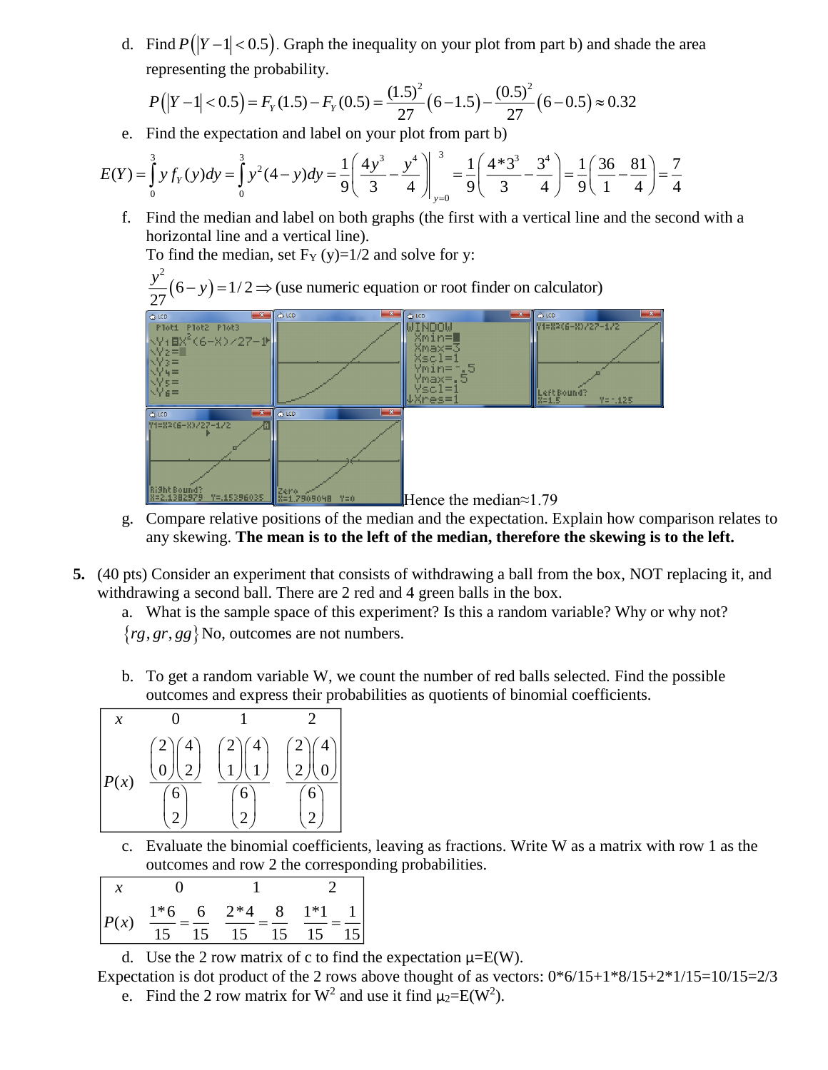d. Find $P(|Y-1|<0.5)$. Graph the inequality on your plot from part b) and shade the area representing the probability.

$$P(|Y-1|<0.5)=F_Y(1.5)-F_Y(0.5)=\frac{(1.5)^2}{27}(6-1.5)-\frac{(0.5)^2}{27}(6-0.5)\approx 0.32$$

e. Find the expectation and label on your plot from part b)

$$E(Y)=\int_0^3 y\,f_Y(y)dy=\int_0^3 y^2(4-y)dy=\frac{1}{9}\left(\frac{4y^3}{3}-\frac{y^4}{4}\right)\Bigg|_{y=0}^{3}=\frac{1}{9}\left(\frac{4*3^3}{3}-\frac{3^4}{4}\right)=\frac{1}{9}\left(\frac{36}{1}-\frac{81}{4}\right)=\frac{7}{4}$$

f. Find the median and label on both graphs (the first with a vertical line and the second with a horizontal line and a vertical line).
To find the median, set $F_Y(y)=1/2$ and solve for y:

$$\frac{y^2}{27}(6-y)=1/2\Rightarrow \text{(use numeric equation or root finder on calculator)}$$

```
Plot1 Plot2 Plot3
\Y1=X^2(6-X)/27-1
\Y2=
\Y3=
\Y4=
\Y5=
\Y6=
```

```
WINDOW
Xmin=0
Xmax=3
Xscl=1
Ymin=-.5
Ymax=.5
Yscl=1
Xres=1
```

```
Y1=X^2(6-X)/27-1/2
Left Bound?
X=1.5          Y=-.125
```

```
Y1=X^2(6-X)/27-1/2
Right Bound?
X=2.1382979    Y=.15396035
```

```
Zero
X=1.7909048    Y=0
```

Hence the median≈1.79

g. Compare relative positions of the median and the expectation. Explain how comparison relates to any skewing. **The mean is to the left of the median, therefore the skewing is to the left.**

**5.** (40 pts) Consider an experiment that consists of withdrawing a ball from the box, NOT replacing it, and withdrawing a second ball. There are 2 red and 4 green balls in the box.

a. What is the sample space of this experiment? Is this a random variable? Why or why not?
$\{rg, gr, gg\}$ No, outcomes are not numbers.

b. To get a random variable W, we count the number of red balls selected. Find the possible outcomes and express their probabilities as quotients of binomial coefficients.

| $x$ | 0 | 1 | 2 |
|---|---|---|---|
| $P(x)$ | $\frac{\binom{2}{0}\binom{4}{2}}{\binom{6}{2}}$ | $\frac{\binom{2}{1}\binom{4}{1}}{\binom{6}{2}}$ | $\frac{\binom{2}{2}\binom{4}{0}}{\binom{6}{2}}$ |

c. Evaluate the binomial coefficients, leaving as fractions. Write W as a matrix with row 1 as the outcomes and row 2 the corresponding probabilities.

| $x$ | 0 | 1 | 2 |
|---|---|---|---|
| $P(x)$ | $\frac{1*6}{15}=\frac{6}{15}$ | $\frac{2*4}{15}=\frac{8}{15}$ | $\frac{1*1}{15}=\frac{1}{15}$ |

d. Use the 2 row matrix of c to find the expectation μ=E(W).

Expectation is dot product of the 2 rows above thought of as vectors: 0\*6/15+1\*8/15+2\*1/15=10/15=2/3

e. Find the 2 row matrix for $W^2$ and use it find $\mu_2=E(W^2)$.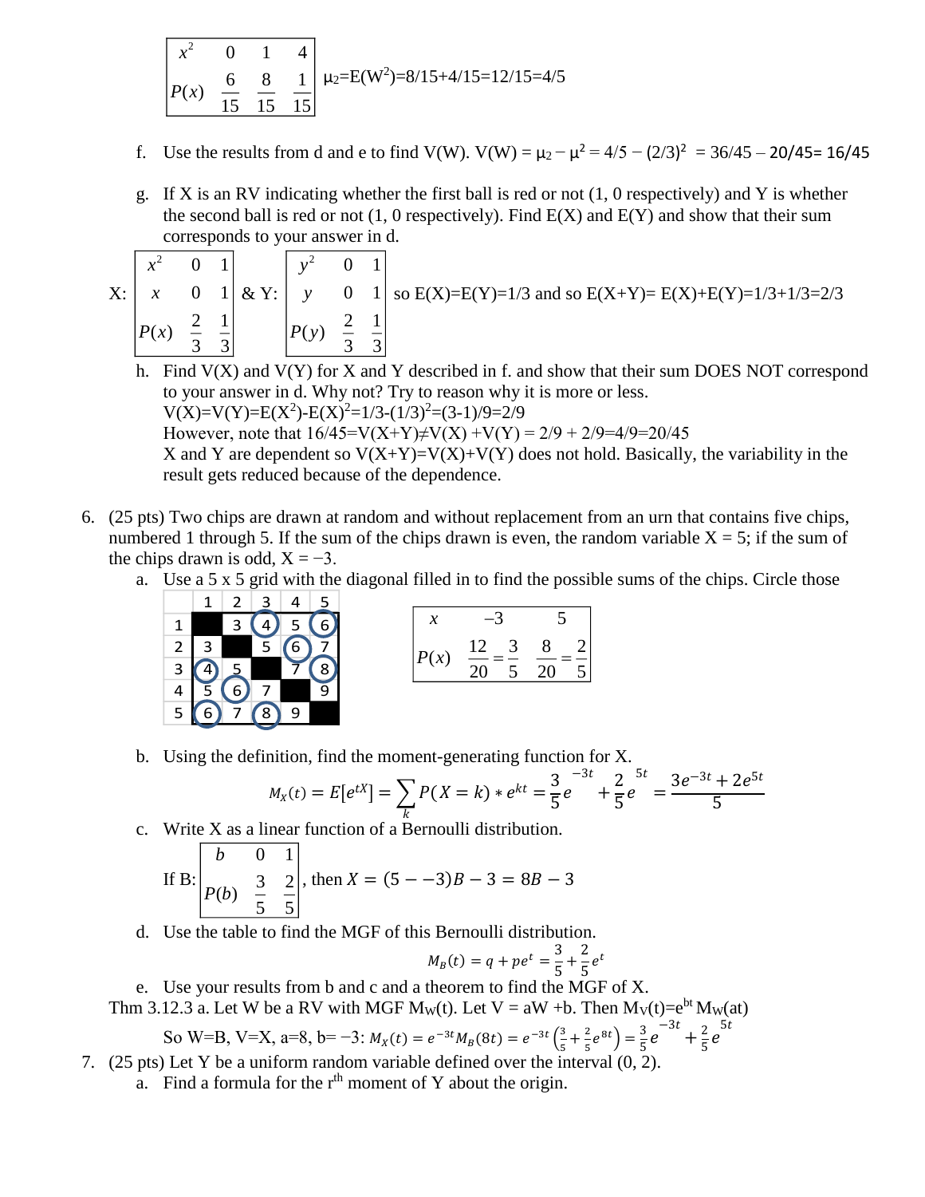| $x^2$ | 0 | 1 | 4 |
|---|---|---|---|
| $P(x)$ | $\frac{6}{15}$ | $\frac{8}{15}$ | $\frac{1}{15}$ |

$\mu_2=E(W^2)=8/15+4/15=12/15=4/5$

f. Use the results from d and e to find V(W). $V(W) = \mu_2 - \mu^2 = 4/5 - (2/3)^2 = 36/45 - 20/45 = 16/45$

g. If X is an RV indicating whether the first ball is red or not (1, 0 respectively) and Y is whether the second ball is red or not (1, 0 respectively). Find E(X) and E(Y) and show that their sum corresponds to your answer in d.

X:

| $x^2$ | 0 | 1 |
|---|---|---|
| $x$ | 0 | 1 |
| $P(x)$ | $\frac{2}{3}$ | $\frac{1}{3}$ |

& Y:

| $y^2$ | 0 | 1 |
|---|---|---|
| $y$ | 0 | 1 |
| $P(y)$ | $\frac{2}{3}$ | $\frac{1}{3}$ |

so $E(X)=E(Y)=1/3$ and so $E(X+Y)= E(X)+E(Y)=1/3+1/3=2/3$

h. Find V(X) and V(Y) for X and Y described in f. and show that their sum DOES NOT correspond to your answer in d. Why not? Try to reason why it is more or less.
$V(X)=V(Y)=E(X^2)-E(X)^2=1/3-(1/3)^2=(3-1)/9=2/9$
However, note that $16/45=V(X+Y)\neq V(X)+V(Y) = 2/9 + 2/9=4/9=20/45$
X and Y are dependent so $V(X+Y)=V(X)+V(Y)$ does not hold. Basically, the variability in the result gets reduced because of the dependence.

6. (25 pts) Two chips are drawn at random and without replacement from an urn that contains five chips, numbered 1 through 5. If the sum of the chips drawn is even, the random variable X = 5; if the sum of the chips drawn is odd, X = −3.

a. Use a 5 x 5 grid with the diagonal filled in to find the possible sums of the chips. Circle those

| | 1 | 2 | 3 | 4 | 5 |
|---|---|---|---|---|---|
| 1 | ■ | 3 | (4) | 5 | (6) |
| 2 | 3 | ■ | 5 | (6) | 7 |
| 3 | (4) | 5 | ■ | 7 | (8) |
| 4 | 5 | (6) | 7 | ■ | 9 |
| 5 | (6) | 7 | (8) | 9 | ■ |

| $x$ | −3 | 5 |
|---|---|---|
| $P(x)$ | $\frac{12}{20}=\frac{3}{5}$ | $\frac{8}{20}=\frac{2}{5}$ |

b. Using the definition, find the moment-generating function for X.

$$M_X(t) = E[e^{tX}] = \sum_k P(X=k) * e^{kt} = \frac{3}{5}e^{-3t} + \frac{2}{5}e^{5t} = \frac{3e^{-3t}+2e^{5t}}{5}$$

c. Write X as a linear function of a Bernoulli distribution.

If B:

| $b$ | 0 | 1 |
|---|---|---|
| $P(b)$ | $\frac{3}{5}$ | $\frac{2}{5}$ |

, then $X = (5 - -3)B - 3 = 8B - 3$

d. Use the table to find the MGF of this Bernoulli distribution.

$$M_B(t) = q + pe^t = \frac{3}{5} + \frac{2}{5}e^t$$

e. Use your results from b and c and a theorem to find the MGF of X.

Thm 3.12.3 a. Let W be a RV with MGF $M_W(t)$. Let V = aW +b. Then $M_V(t)=e^{bt}M_W(at)$

So W=B, V=X, a=8, b= −3: $M_X(t) = e^{-3t}M_B(8t) = e^{-3t}\left(\frac{3}{5}+\frac{2}{5}e^{8t}\right) = \frac{3}{5}e^{-3t} + \frac{2}{5}e^{5t}$

7. (25 pts) Let Y be a uniform random variable defined over the interval (0, 2).

a. Find a formula for the r[th] moment of Y about the origin.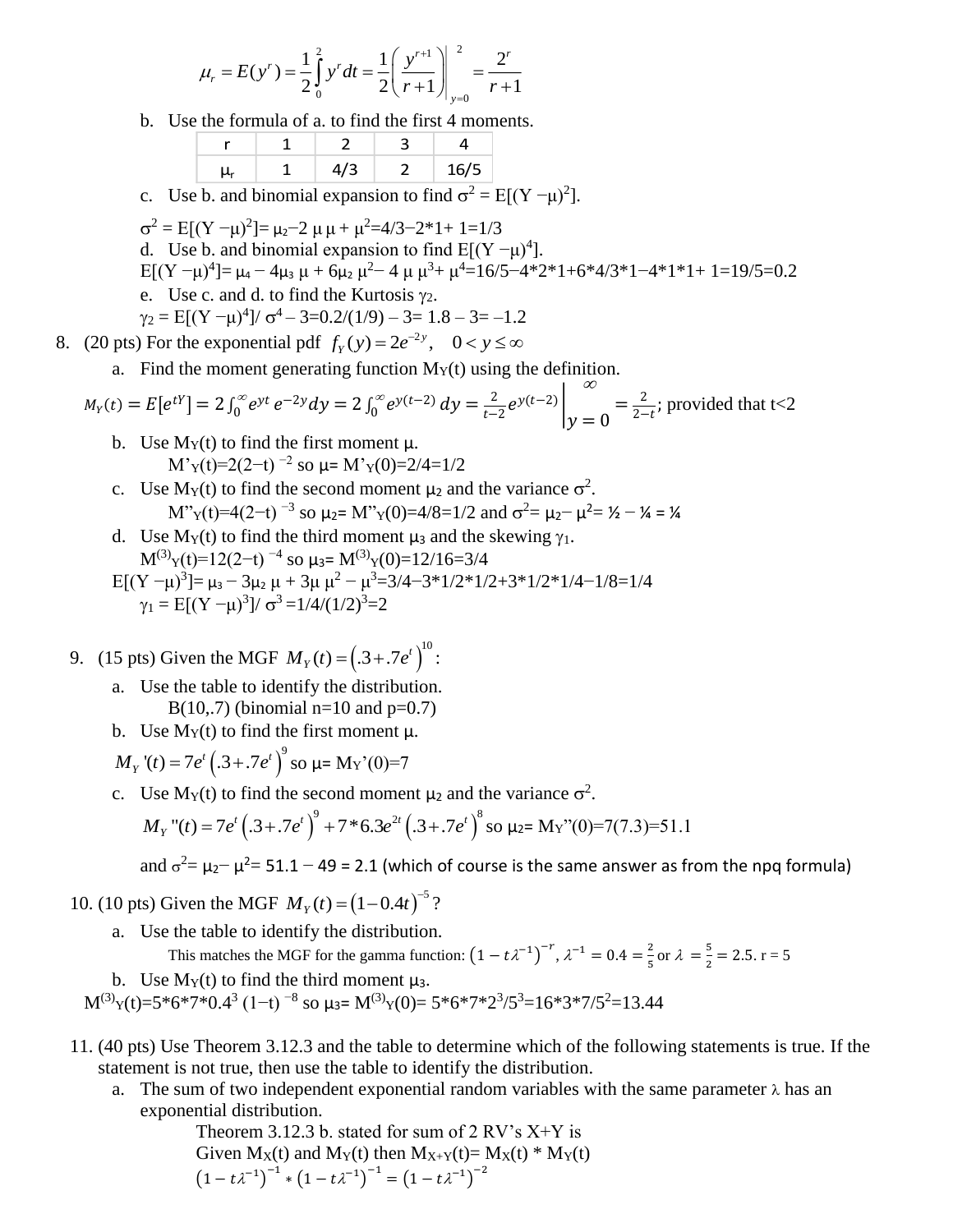$$\mu_r = E(y^r) = \frac{1}{2}\int_0^2 y^r dt = \frac{1}{2}\left(\frac{y^{r+1}}{r+1}\right)\Bigg|_{y=0}^{2} = \frac{2^r}{r+1}$$

b. Use the formula of a. to find the first 4 moments.

| r | 1 | 2 | 3 | 4 |
|---|---|---|---|---|
| $\mu_r$ | 1 | 4/3 | 2 | 16/5 |

c. Use b. and binomial expansion to find $\sigma^2 = E[(Y - \mu)^2]$.

$\sigma^2 = E[(Y - \mu)^2] = \mu_2 - 2\mu\mu + \mu^2 = 4/3 - 2*1 + 1 = 1/3$

d. Use b. and binomial expansion to find $E[(Y - \mu)^4]$.

$E[(Y - \mu)^4] = \mu_4 - 4\mu_3\mu + 6\mu_2\mu^2 - 4\mu\mu^3 + \mu^4 = 16/5 - 4*2*1 + 6*4/3*1 - 4*1*1 + 1 = 19/5 = 0.2$

e. Use c. and d. to find the Kurtosis $\gamma_2$.

$\gamma_2 = E[(Y - \mu)^4]/\sigma^4 - 3 = 0.2/(1/9) - 3 = 1.8 - 3 = -1.2$

8. (20 pts) For the exponential pdf $f_Y(y) = 2e^{-2y}, \quad 0 < y \le \infty$

   a. Find the moment generating function $M_Y(t)$ using the definition.

   $$M_Y(t) = E[e^{tY}] = 2\int_0^\infty e^{yt}e^{-2y}dy = 2\int_0^\infty e^{y(t-2)}dy = \frac{2}{t-2}e^{y(t-2)}\Bigg|_{y=0}^{\infty} = \frac{2}{2-t}; \text{ provided that } t<2$$

   b. Use $M_Y(t)$ to find the first moment $\mu$.

   $M'_Y(t) = 2(2-t)^{-2}$ so $\mu = M'_Y(0) = 2/4 = 1/2$

   c. Use $M_Y(t)$ to find the second moment $\mu_2$ and the variance $\sigma^2$.

   $M''_Y(t) = 4(2-t)^{-3}$ so $\mu_2 = M''_Y(0) = 4/8 = 1/2$ and $\sigma^2 = \mu_2 - \mu^2 = ½ - ¼ = ¼$

   d. Use $M_Y(t)$ to find the third moment $\mu_3$ and the skewing $\gamma_1$.

   $M^{(3)}_Y(t) = 12(2-t)^{-4}$ so $\mu_3 = M^{(3)}_Y(0) = 12/16 = 3/4$

   $E[(Y - \mu)^3] = \mu_3 - 3\mu_2\mu + 3\mu\mu^2 - \mu^3 = 3/4 - 3*1/2*1/2 + 3*1/2*1/4 - 1/8 = 1/4$

   $\gamma_1 = E[(Y - \mu)^3]/\sigma^3 = 1/4/(1/2)^3 = 2$

9. (15 pts) Given the MGF $M_Y(t) = (.3 + .7e^t)^{10}$:

   a. Use the table to identify the distribution.

   B(10,.7) (binomial n=10 and p=0.7)

   b. Use $M_Y(t)$ to find the first moment $\mu$.

   $M_Y'(t) = 7e^t(.3 + .7e^t)^9$ so $\mu = M_Y'(0) = 7$

   c. Use $M_Y(t)$ to find the second moment $\mu_2$ and the variance $\sigma^2$.

   $M_Y''(t) = 7e^t(.3 + .7e^t)^9 + 7*6.3e^{2t}(.3 + .7e^t)^8$ so $\mu_2 = M_Y''(0) = 7(7.3) = 51.1$

   and $\sigma^2 = \mu_2 - \mu^2 = 51.1 - 49 = 2.1$ (which of course is the same answer as from the npq formula)

10. (10 pts) Given the MGF $M_Y(t) = (1 - 0.4t)^{-5}$?

   a. Use the table to identify the distribution.

   This matches the MGF for the gamma function: $(1 - t\lambda^{-1})^{-r}$, $\lambda^{-1} = 0.4 = \frac{2}{5}$ or $\lambda = \frac{5}{2} = 2.5$. r = 5

   b. Use $M_Y(t)$ to find the third moment $\mu_3$.

   $M^{(3)}_Y(t) = 5*6*7*0.4^3(1-t)^{-8}$ so $\mu_3 = M^{(3)}_Y(0) = 5*6*7*2^3/5^3 = 16*3*7/5^2 = 13.44$

11. (40 pts) Use Theorem 3.12.3 and the table to determine which of the following statements is true. If the statement is not true, then use the table to identify the distribution.

   a. The sum of two independent exponential random variables with the same parameter $\lambda$ has an exponential distribution.

   Theorem 3.12.3 b. stated for sum of 2 RV's X+Y is

   Given $M_X(t)$ and $M_Y(t)$ then $M_{X+Y}(t) = M_X(t) * M_Y(t)$

   $(1 - t\lambda^{-1})^{-1} * (1 - t\lambda^{-1})^{-1} = (1 - t\lambda^{-1})^{-2}$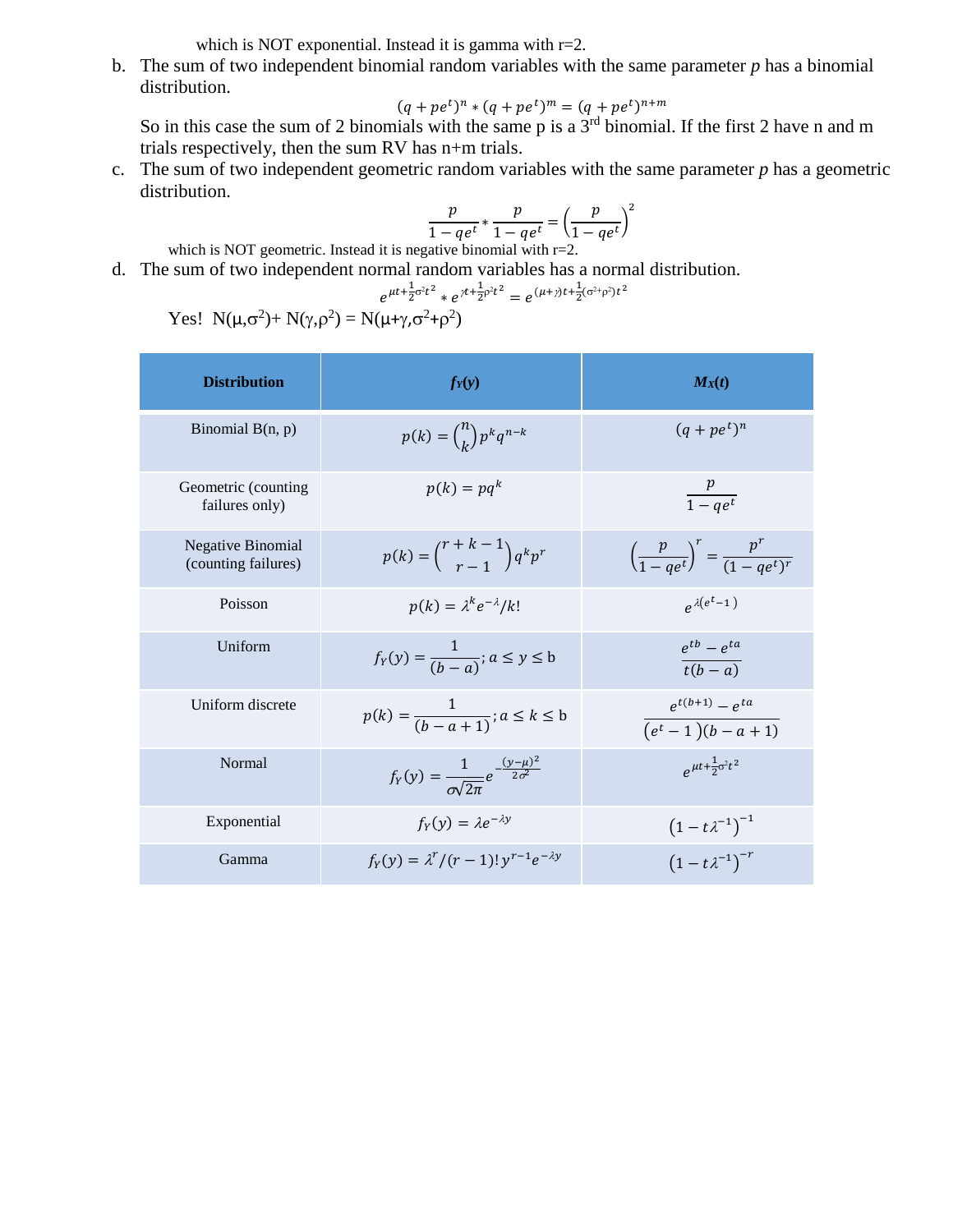which is NOT exponential. Instead it is gamma with r=2.

b. The sum of two independent binomial random variables with the same parameter $p$ has a binomial distribution.

$$(q + pe^t)^n * (q + pe^t)^m = (q + pe^t)^{n+m}$$

So in this case the sum of 2 binomials with the same p is a 3rd binomial. If the first 2 have n and m trials respectively, then the sum RV has n+m trials.

c. The sum of two independent geometric random variables with the same parameter $p$ has a geometric distribution.

$$\frac{p}{1-qe^t} * \frac{p}{1-qe^t} = \left(\frac{p}{1-qe^t}\right)^2$$

which is NOT geometric. Instead it is negative binomial with r=2.

d. The sum of two independent normal random variables has a normal distribution.

$$e^{\mu t + \frac{1}{2}\sigma^2 t^2} * e^{\gamma t + \frac{1}{2}\rho^2 t^2} = e^{(\mu+\gamma)t + \frac{1}{2}(\sigma^2+\rho^2)t^2}$$

Yes! $N(\mu,\sigma^2) + N(\gamma,\rho^2) = N(\mu+\gamma, \sigma^2+\rho^2)$

| Distribution | $f_Y(y)$ | $M_X(t)$ |
|---|---|---|
| Binomial B(n, p) | $p(k) = \binom{n}{k} p^k q^{n-k}$ | $(q + pe^t)^n$ |
| Geometric (counting failures only) | $p(k) = pq^k$ | $\frac{p}{1-qe^t}$ |
| Negative Binomial (counting failures) | $p(k) = \binom{r+k-1}{r-1} q^k p^r$ | $\left(\frac{p}{1-qe^t}\right)^r = \frac{p^r}{(1-qe^t)^r}$ |
| Poisson | $p(k) = \lambda^k e^{-\lambda}/k!$ | $e^{\lambda(e^t-1)}$ |
| Uniform | $f_Y(y) = \frac{1}{(b-a)}; a \le y \le b$ | $\frac{e^{tb} - e^{ta}}{t(b-a)}$ |
| Uniform discrete | $p(k) = \frac{1}{(b-a+1)}; a \le k \le b$ | $\frac{e^{t(b+1)} - e^{ta}}{(e^t - 1)(b-a+1)}$ |
| Normal | $f_Y(y) = \frac{1}{\sigma\sqrt{2\pi}} e^{-\frac{(y-\mu)^2}{2\sigma^2}}$ | $e^{\mu t + \frac{1}{2}\sigma^2 t^2}$ |
| Exponential | $f_Y(y) = \lambda e^{-\lambda y}$ | $(1 - t\lambda^{-1})^{-1}$ |
| Gamma | $f_Y(y) = \lambda^r/(r-1)!\, y^{r-1} e^{-\lambda y}$ | $(1 - t\lambda^{-1})^{-r}$ |